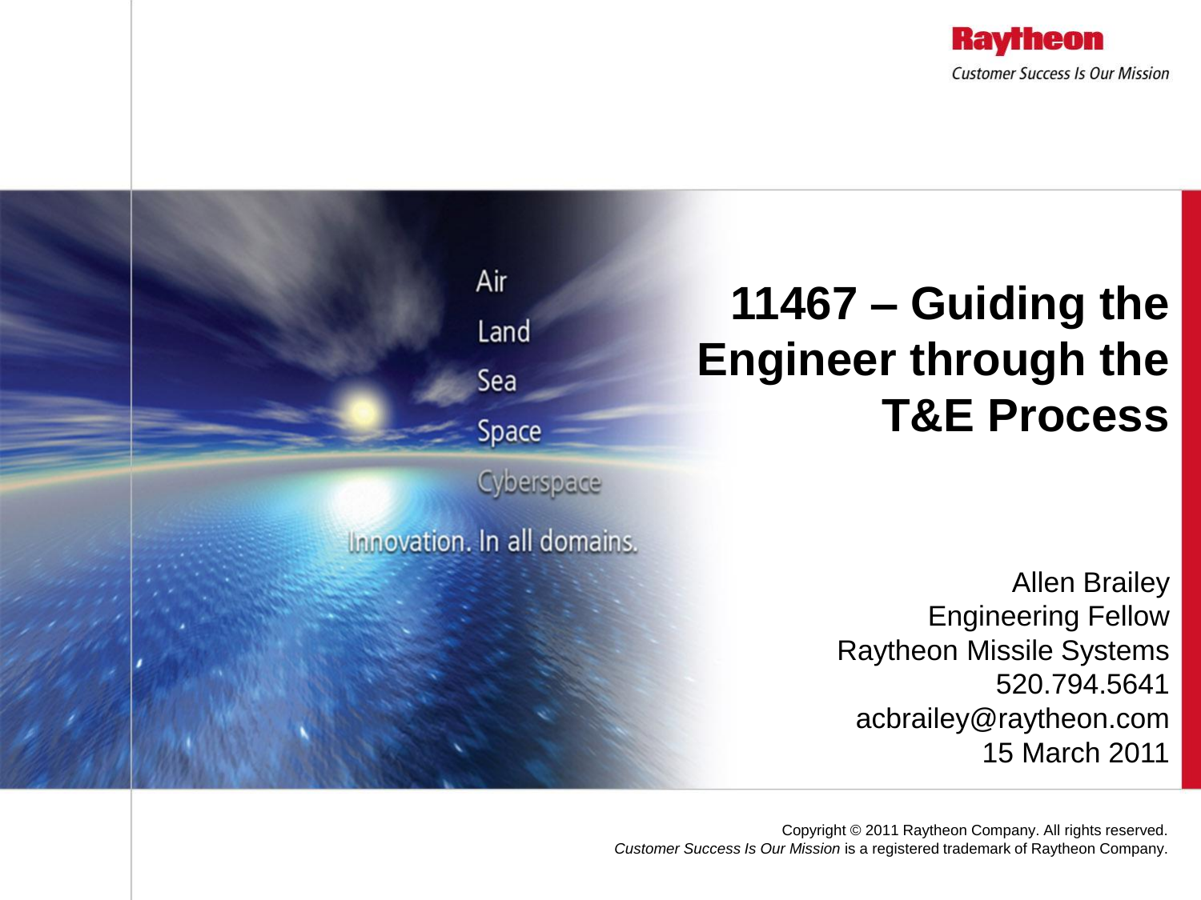Raytheon

*Customer Success Is Our Mission*

Air

Land

Sea

Space

Cyberspace

Innovation. In all domains.

# 11467 – Guiding the Engineer through the T&E Process

Allen Brailey
Engineering Fellow
Raytheon Missile Systems
520.794.5641
acbrailey@raytheon.com
15 March 2011

Copyright © 2011 Raytheon Company. All rights reserved.
*Customer Success Is Our Mission* is a registered trademark of Raytheon Company.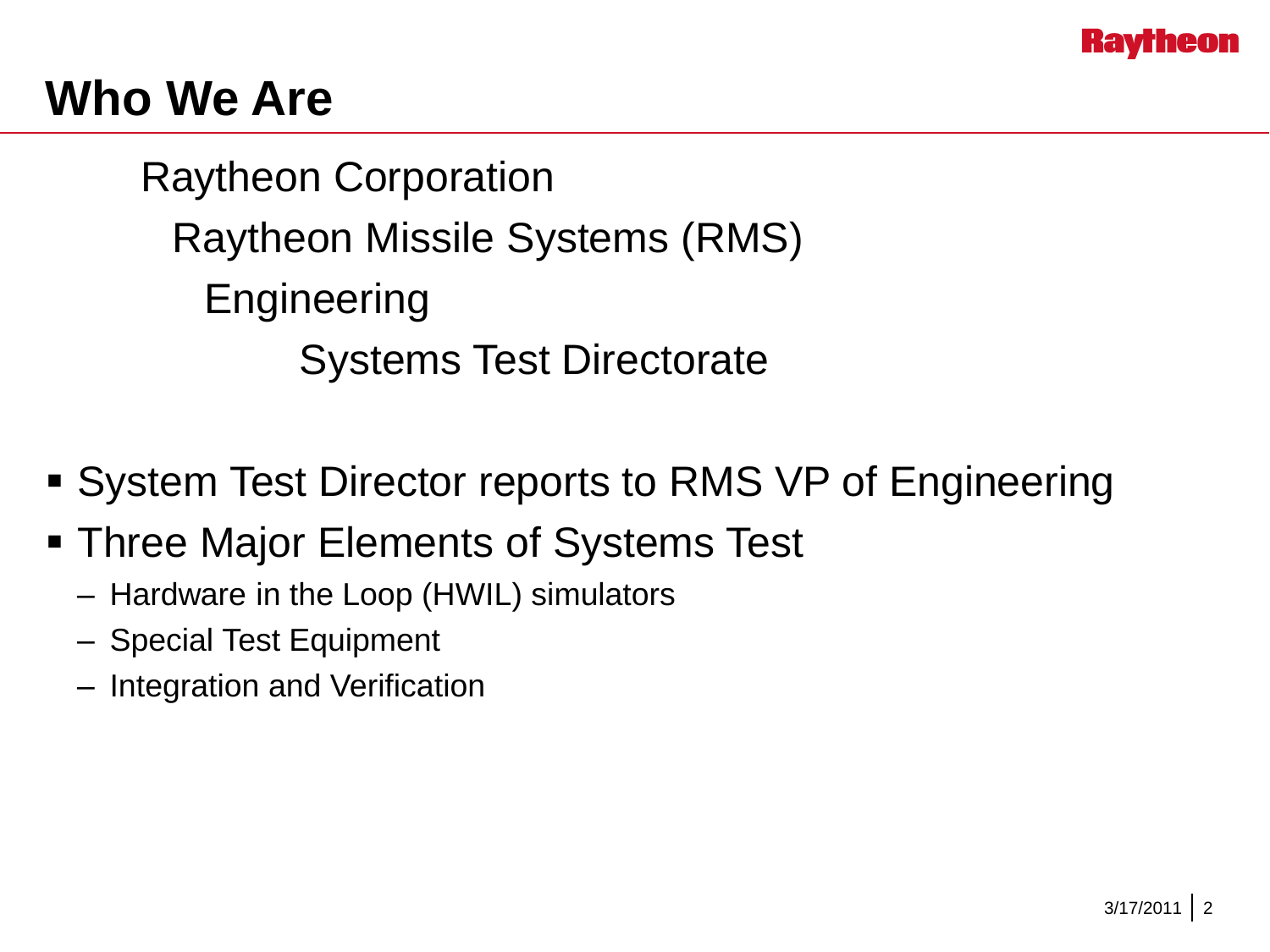# Who We Are

Raytheon Corporation

Raytheon Missile Systems (RMS)

Engineering

Systems Test Directorate

- System Test Director reports to RMS VP of Engineering
- Three Major Elements of Systems Test
  - Hardware in the Loop (HWIL) simulators
  - Special Test Equipment
  - Integration and Verification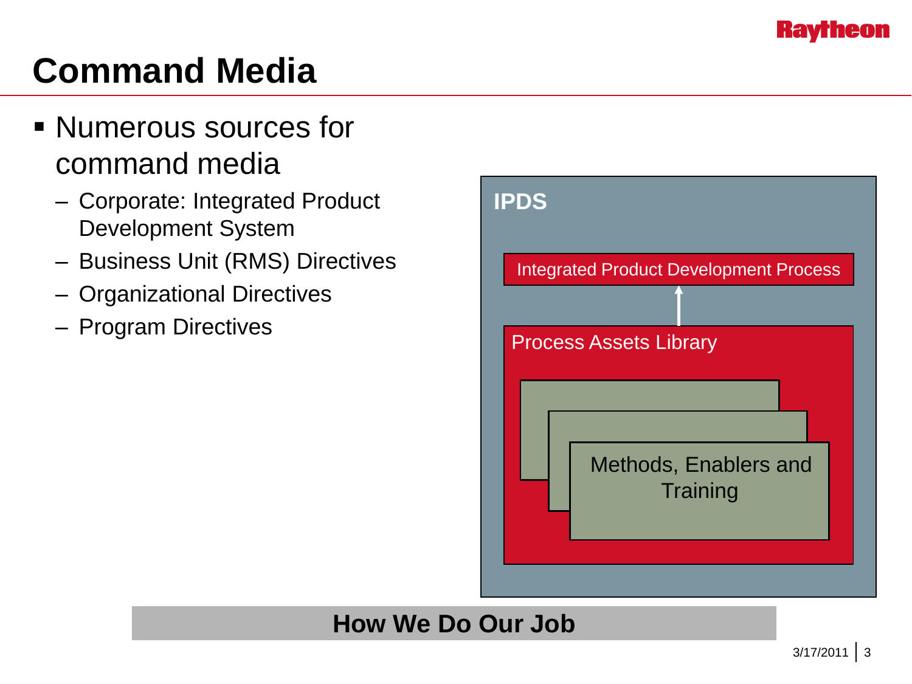# Command Media

- Numerous sources for command media
  - Corporate: Integrated Product Development System
  - Business Unit (RMS) Directives
  - Organizational Directives
  - Program Directives

IPDS

Integrated Product Development Process

Process Assets Library

Methods, Enablers and Training

**How We Do Our Job**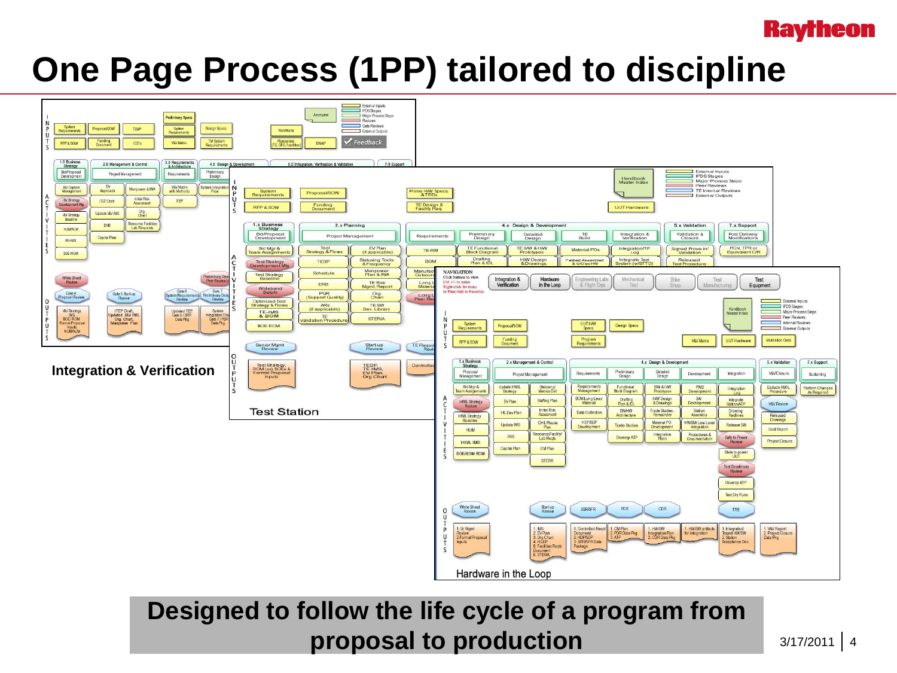# One Page Process (1PP) tailored to discipline

**Integration & Verification**

**Test Station**

Hardware in the Loop

**Designed to follow the life cycle of a program from proposal to production**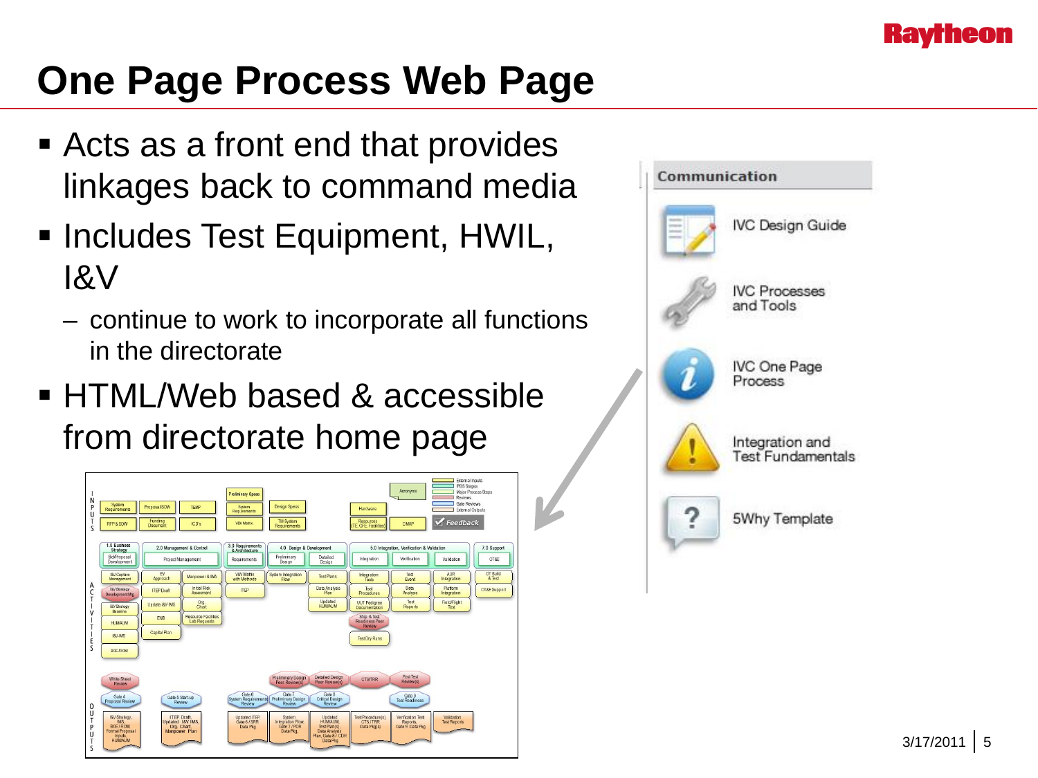# One Page Process Web Page

- Acts as a front end that provides linkages back to command media
- Includes Test Equipment, HWIL, I&V
  - continue to work to incorporate all functions in the directorate
- HTML/Web based & accessible from directorate home page

**Communication**

- IVC Design Guide
- IVC Processes and Tools
- IVC One Page Process
- Integration and Test Fundamentals
- 5Why Template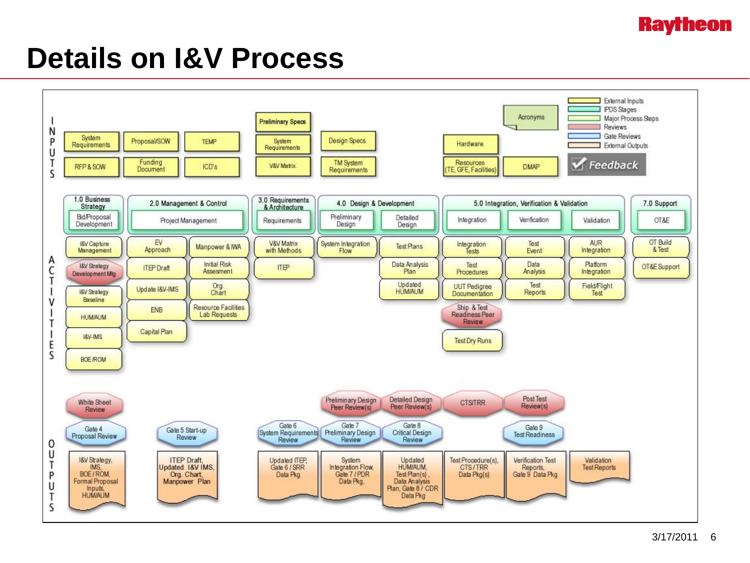# Details on I&V Process

## INPUTS

| Legend |
|---|
| External Inputs |
| IPDS Stages |
| Major Process Steps |
| Reviews |
| Gate Reviews |
| External Outputs |

Feedback

- System Requirements
- RFP & SOW
- Proposal/SOW
- Funding Document
- TEMP
- ICD's
- Preliminary Specs
- System Requirements
- V&V Matrix
- Design Specs
- TM System Requirements
- Hardware
- Resources (TE, GFE, Facilities)
- Acronyms
- DMAP

## ACTIVITIES

| 1.0 Business Strategy | 2.0 Management & Control | | 3.0 Requirements & Architecture | 4.0 Design & Development | | 5.0 Integration, Verification & Validation | | | 7.0 Support |
|---|---|---|---|---|---|---|---|---|---|
| Bid/Proposal Development | Project Management | | Requirements | Preliminary Design | Detailed Design | Integration | Verification | Validation | OT&E |
| I&V Capture Management | EV Approach | Manpower & IWA | V&V Matrix with Methods | System Integration Flow | Test Plans | Integration Tests | Test Event | AUR Integration | OT Build & Test |
| I&V Strategy Development Mtg | ITEP Draft | Initial Risk Assesment | ITEP | | Data Analysis Plan | Test Procedures | Data Analysis | Platform Integration | OT&E Support |
| I&V Strategy Baseline | Update I&V-IMS | Org. Chart | | | Updated HUM/AUM | UUT Pedigree Documentation | Test Reports | Field/Flight Test | |
| HUM/AUM | ENB | Resource Facilities Lab Requests | | | | Ship & Test Readiness Peer Review | | | |
| I&V-IMS | Capital Plan | | | | | Test Dry Runs | | | |
| BOE/ROM | | | | | | | | | |

## OUTPUTS

| Reviews | Gate Reviews | External Outputs |
|---|---|---|
| White Sheet Review | Gate 4 Proposal Review | I&V Strategy, IMS, BOE/ROM, Formal Proposal Inputs, HUM/AUM |
| | Gate 5 Start-up Review | ITEP Draft, Updated I&V IMS, Org. Chart, Manpower Plan |
| | Gate 6 System Requirements Review | Updated ITEP, Gate 6 / SRR Data Pkg |
| Preliminary Design Peer Review(s) | Gate 7 Preliminary Design Review | System Integration Flow, Gate 7 / PDR Data Pkg. |
| Detailed Design Peer Review(s) | Gate 8 Critical Design Review | Updated HUM/AUM, Test Plan(s), Data Analysis Plan, Gate 8 / CDR Data Pkg |
| CTS/TRR | | Test Procedure(s), CTS / TRR Data Pkg(s) |
| Post Test Review(s) | Gate 9 Test Readiness | Verification Test Reports, Gate 9 Data Pkg |
| | | Validation Test Reports |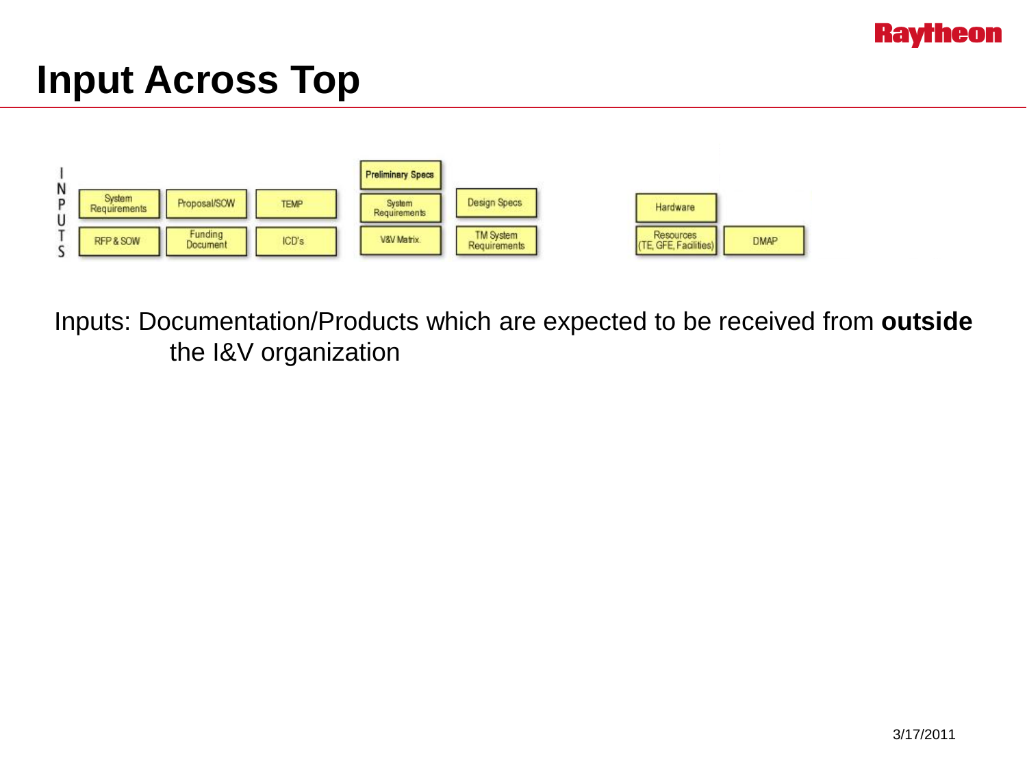# Input Across Top

INPUTS

| | | | | | | |
|---|---|---|---|---|---|---|
| | | | Preliminary Specs | | | |
| System Requirements | Proposal/SOW | TEMP | System Requirements | Design Specs | Hardware | |
| RFP & SOW | Funding Document | ICD's | V&V Matrix | TM System Requirements | Resources (TE, GFE, Facilities) | DMAP |

Inputs: Documentation/Products which are expected to be received from **outside** the I&V organization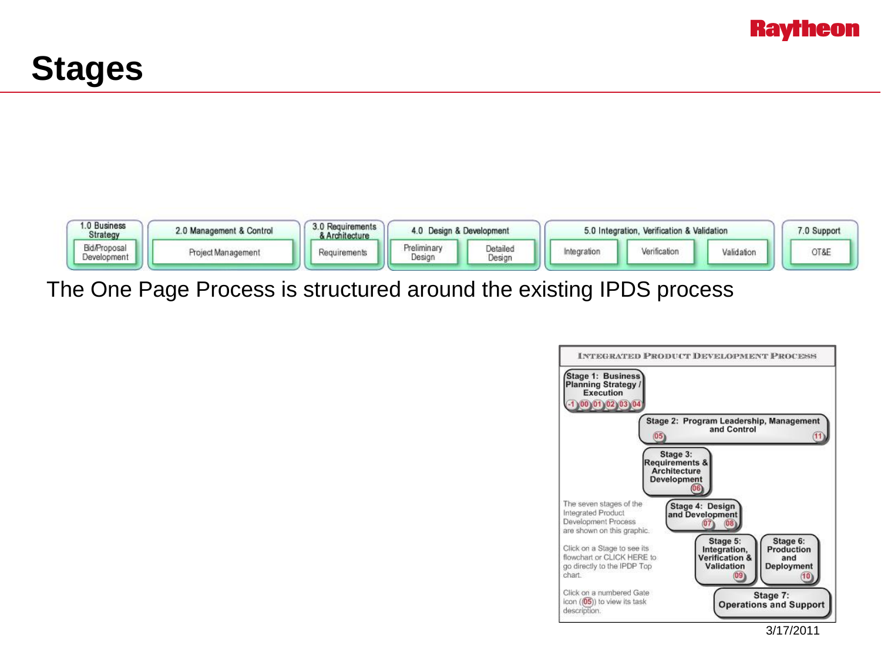# Stages

| 1.0 Business Strategy | 2.0 Management & Control | 3.0 Requirements & Architecture | 4.0 Design & Development | | 5.0 Integration, Verification & Validation | | | 7.0 Support |
|---|---|---|---|---|---|---|---|---|
| Bid/Proposal Development | Project Management | Requirements | Preliminary Design | Detailed Design | Integration | Verification | Validation | OT&E |

The One Page Process is structured around the existing IPDS process

**INTEGRATED PRODUCT DEVELOPMENT PROCESS**

- Stage 1: Business Planning Strategy / Execution (-1) (00) (01) (02) (03) (04)
- Stage 2: Program Leadership, Management and Control (05) (11)
- Stage 3: Requirements & Architecture Development (06)
- Stage 4: Design and Development (07) (08)
- Stage 5: Integration, Verification & Validation (09)
- Stage 6: Production and Deployment (10)
- Stage 7: Operations and Support

The seven stages of the Integrated Product Development Process are shown on this graphic.

Click on a Stage to see its flowchart or CLICK HERE to go directly to the IPDP Top chart.

Click on a numbered Gate icon ((05)) to view its task description.

3/17/2011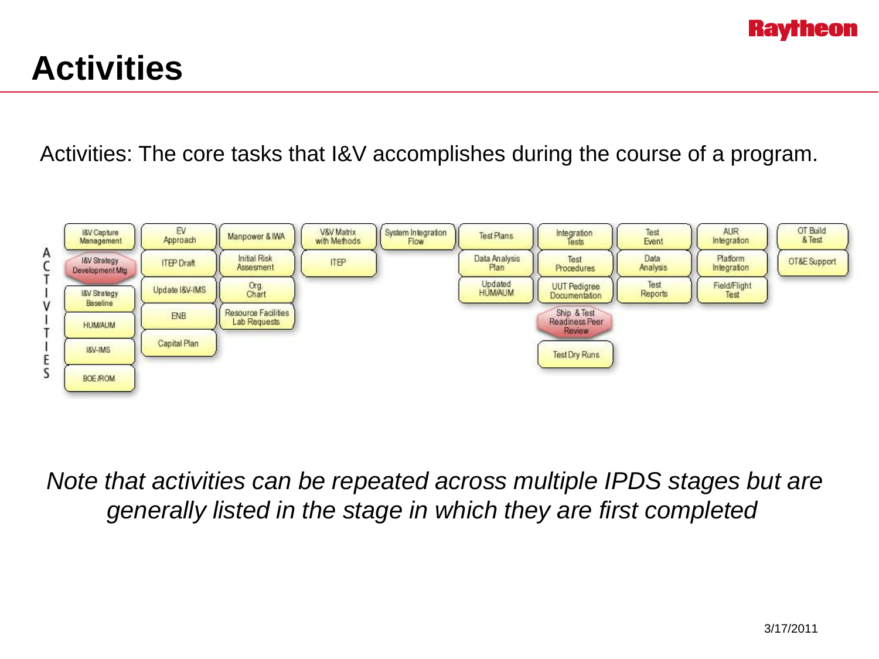# Activities

Activities: The core tasks that I&V accomplishes during the course of a program.

ACTIVITIES

| | | | | | | | | | |
|---|---|---|---|---|---|---|---|---|---|
| I&V Capture Management | EV Approach | Manpower & IWA | V&V Matrix with Methods | System Integration Flow | Test Plans | Integration Tests | Test Event | AUR Integration | OT Build & Test |
| I&V Strategy Development Mtg | ITEP Draft | Initial Risk Assesment | ITEP | | Data Analysis Plan | Test Procedures | Data Analysis | Platform Integration | OT&E Support |
| I&V Strategy Baseline | Update I&V-IMS | Org. Chart | | | Updated HUM/AUM | UUT Pedigree Documentation | Test Reports | Field/Flight Test | |
| HUM/AUM | ENB | Resource Facilities Lab Requests | | | | Ship & Test Readiness Peer Review | | | |
| I&V-IMS | Capital Plan | | | | | Test Dry Runs | | | |
| BOE/ROM | | | | | | | | | |

*Note that activities can be repeated across multiple IPDS stages but are generally listed in the stage in which they are first completed*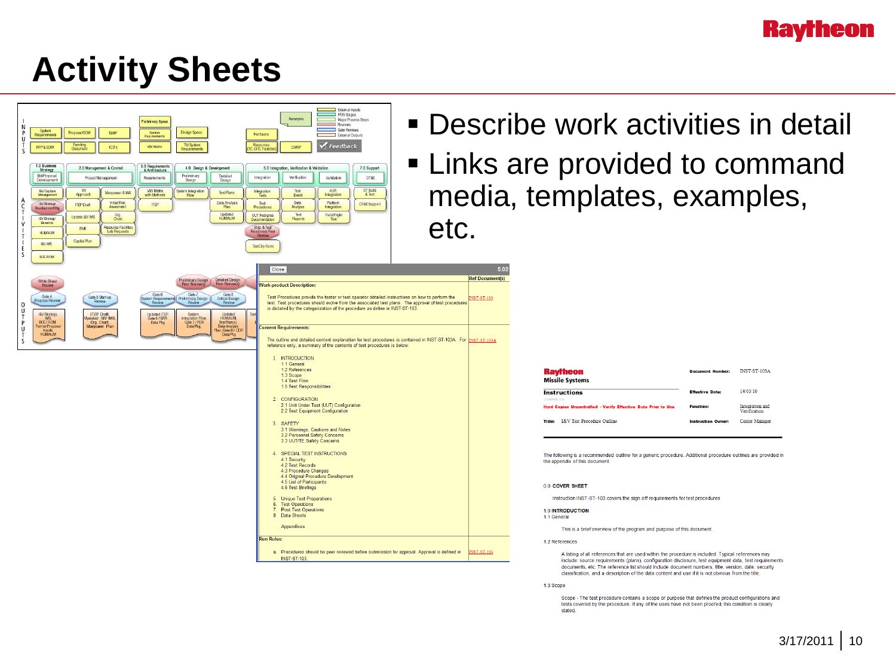# Activity Sheets

- Describe work activities in detail
- Links are provided to command media, templates, examples, etc.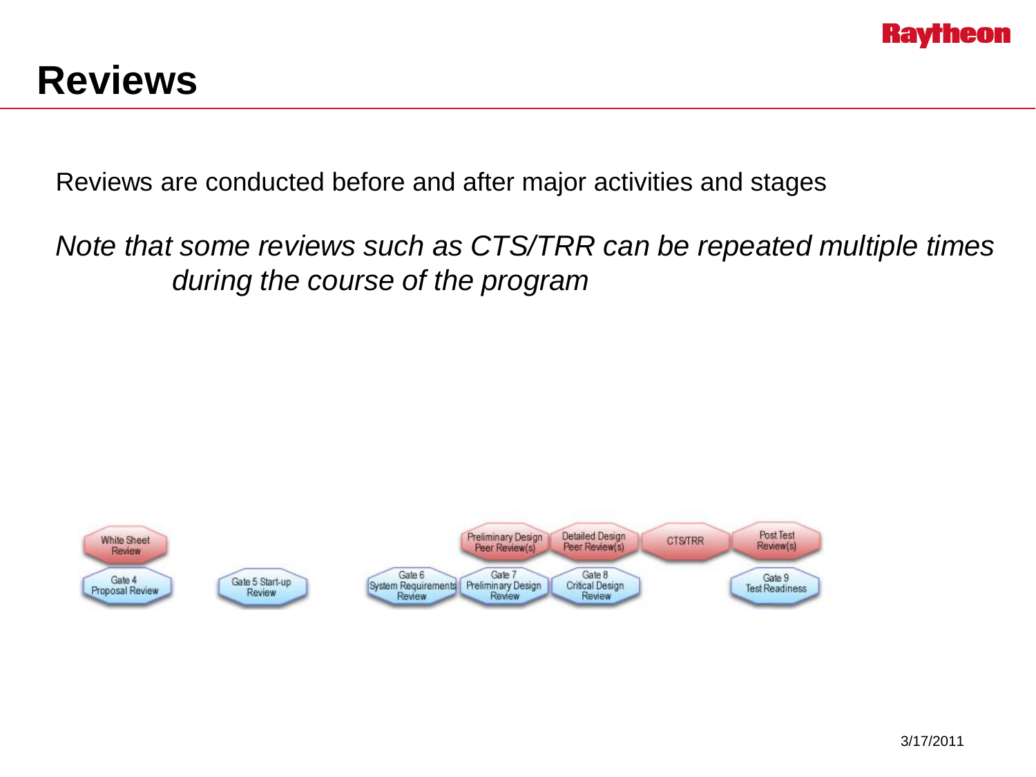# Reviews

Reviews are conducted before and after major activities and stages

*Note that some reviews such as CTS/TRR can be repeated multiple times during the course of the program*

White Sheet Review

Gate 4 Proposal Review

Gate 5 Start-up Review

Gate 6 System Requirements Review

Preliminary Design Peer Review(s)

Gate 7 Preliminary Design Review

Detailed Design Peer Review(s)

Gate 8 Critical Design Review

CTS/TRR

Post Test Review(s)

Gate 9 Test Readiness

3/17/2011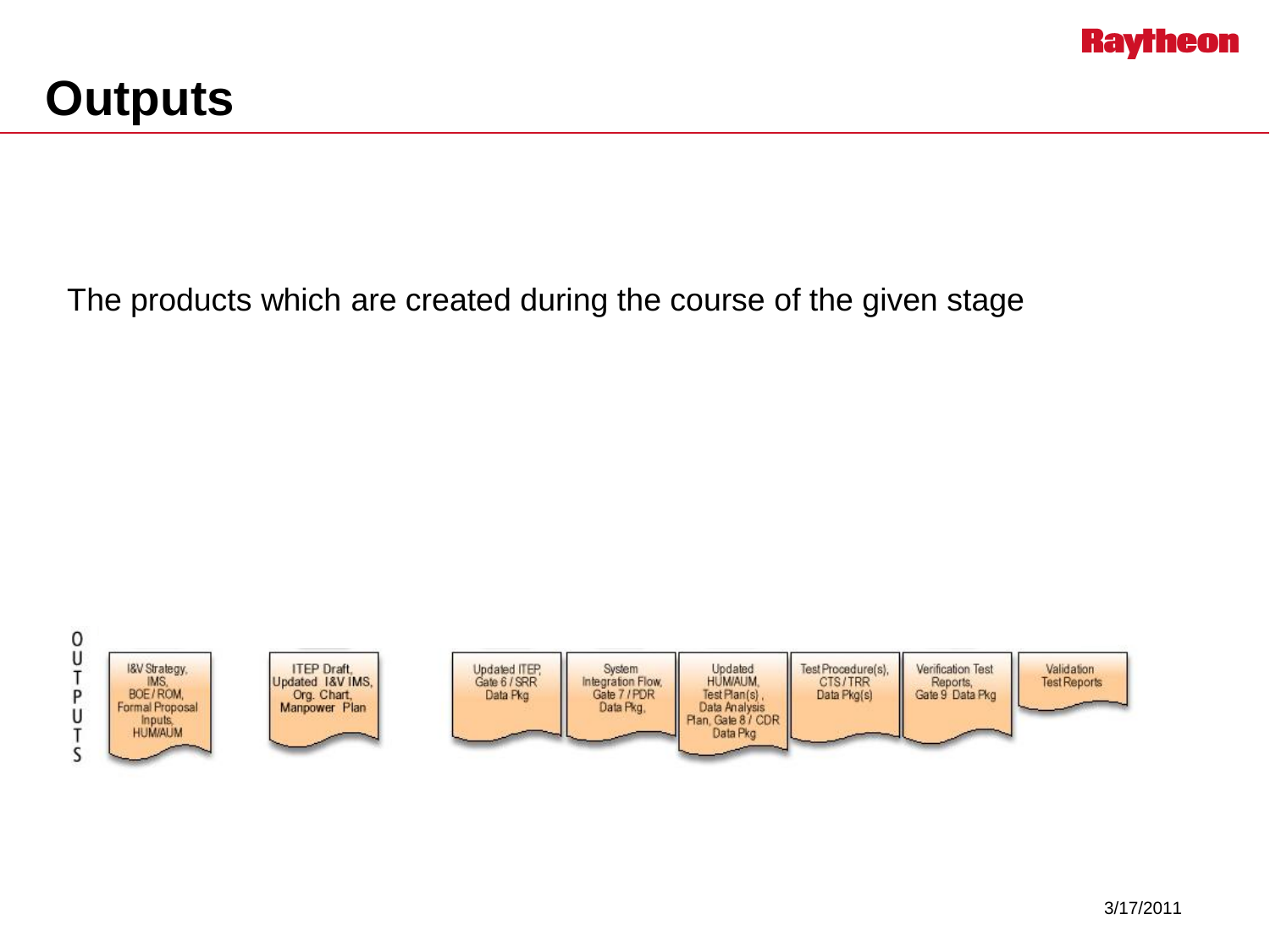# Outputs

The products which are created during the course of the given stage

O
U
T
P
U
T
S

- I&V Strategy, IMS, BOE / ROM, Formal Proposal Inputs, HUM/AUM
- ITEP Draft, Updated I&V IMS, Org. Chart, Manpower Plan
- Updated ITEP, Gate 6 / SRR Data Pkg
- System Integration Flow, Gate 7 / PDR Data Pkg,
- Updated HUM/AUM, Test Plan(s), Data Analysis Plan, Gate 8 / CDR Data Pkg
- Test Procedure(s), CTS / TRR Data Pkg(s)
- Verification Test Reports, Gate 9 Data Pkg
- Validation Test Reports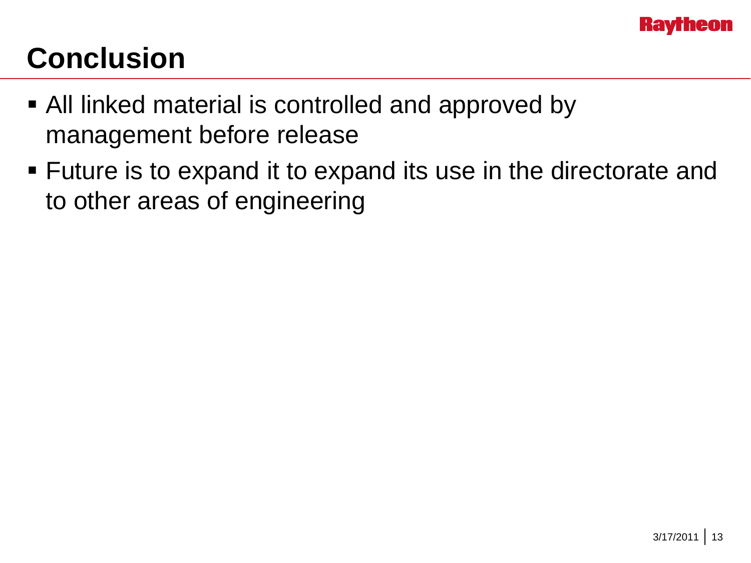# Conclusion

- All linked material is controlled and approved by management before release
- Future is to expand it to expand its use in the directorate and to other areas of engineering